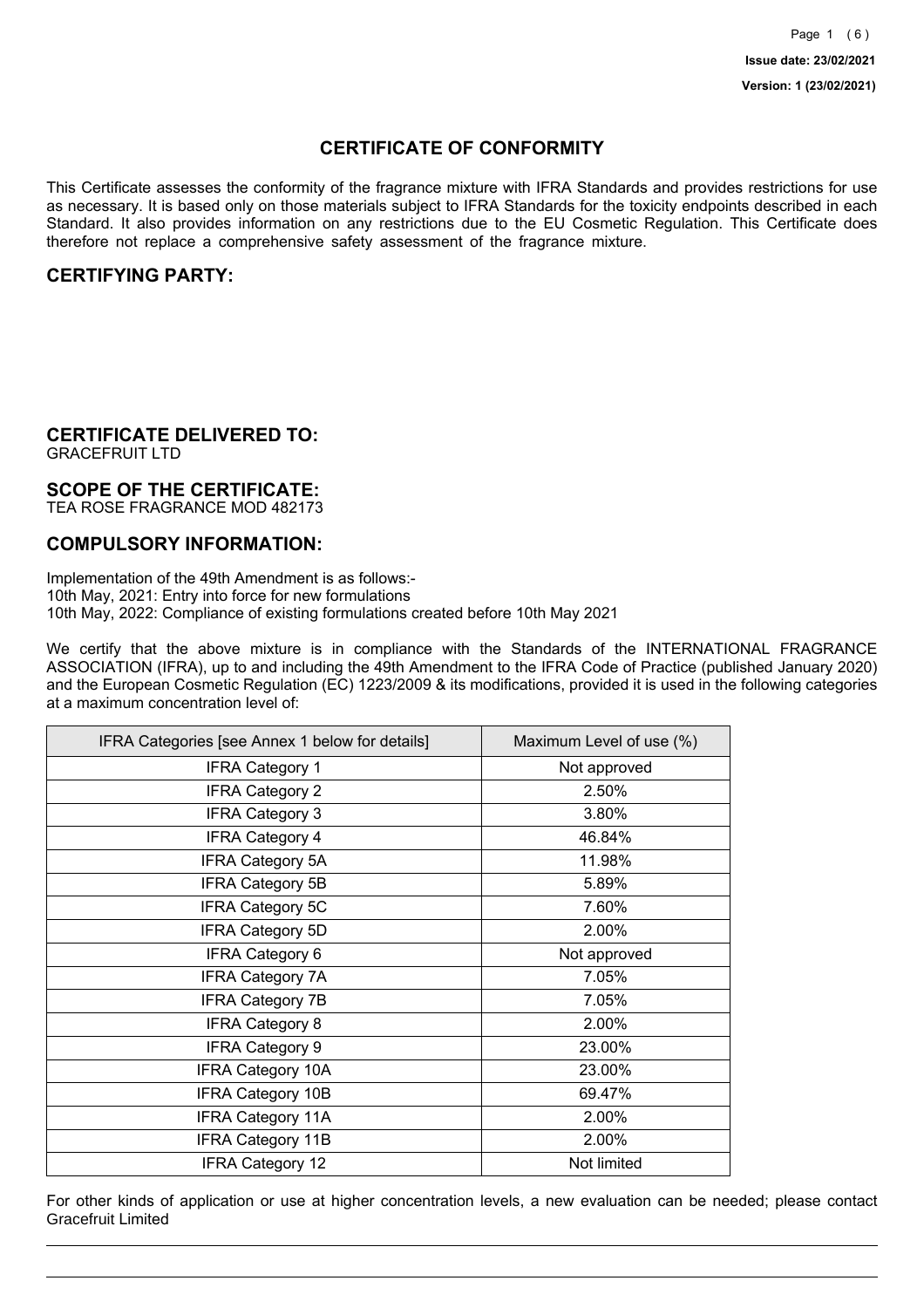Issue date: 23/02/2021

Version: 1 (23/02/2021)

# CERTIFICATE OF CONFORMITY

This Certificate assesses the conformity of the fragrance mixture with IFRA Standards and provides restrictions for use as necessary. It is based only on those materials subject to IFRA Standards for the toxicity endpoints described in each Standard. It also provides information on any restrictions due to the EU Cosmetic Regulation. This Certificate does therefore not replace a comprehensive safety assessment of the fragrance mixture.

## CERTIFYING PARTY:

## CERTIFICATE DELIVERED TO:

GRACEFRUIT LTD

## SCOPE OF THE CERTIFICATE:

TEA ROSE FRAGRANCE MOD 482173

## COMPULSORY INFORMATION:

Implementation of the 49th Amendment is as follows:-
10th May, 2021: Entry into force for new formulations
10th May, 2022: Compliance of existing formulations created before 10th May 2021

We certify that the above mixture is in compliance with the Standards of the INTERNATIONAL FRAGRANCE ASSOCIATION (IFRA), up to and including the 49th Amendment to the IFRA Code of Practice (published January 2020) and the European Cosmetic Regulation (EC) 1223/2009 & its modifications, provided it is used in the following categories at a maximum concentration level of:

| IFRA Categories [see Annex 1 below for details] | Maximum Level of use (%) |
| --- | --- |
| IFRA Category 1 | Not approved |
| IFRA Category 2 | 2.50% |
| IFRA Category 3 | 3.80% |
| IFRA Category 4 | 46.84% |
| IFRA Category 5A | 11.98% |
| IFRA Category 5B | 5.89% |
| IFRA Category 5C | 7.60% |
| IFRA Category 5D | 2.00% |
| IFRA Category 6 | Not approved |
| IFRA Category 7A | 7.05% |
| IFRA Category 7B | 7.05% |
| IFRA Category 8 | 2.00% |
| IFRA Category 9 | 23.00% |
| IFRA Category 10A | 23.00% |
| IFRA Category 10B | 69.47% |
| IFRA Category 11A | 2.00% |
| IFRA Category 11B | 2.00% |
| IFRA Category 12 | Not limited |

For other kinds of application or use at higher concentration levels, a new evaluation can be needed; please contact Gracefruit Limited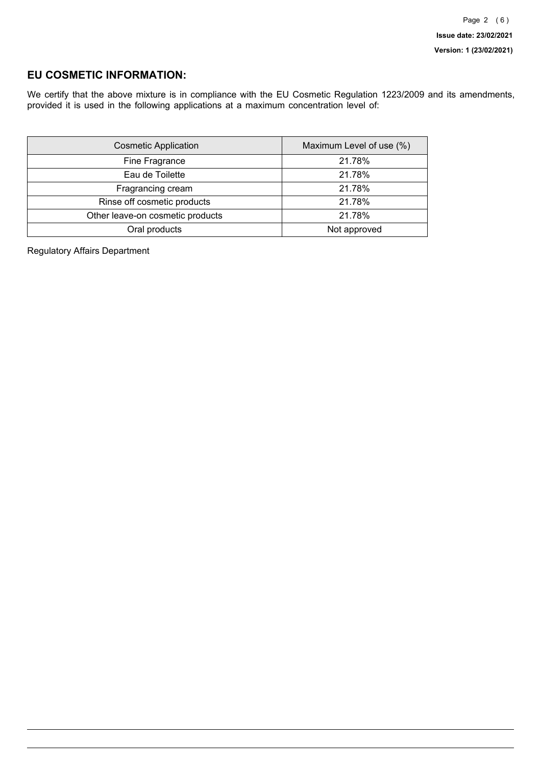## EU COSMETIC INFORMATION:

We certify that the above mixture is in compliance with the EU Cosmetic Regulation 1223/2009 and its amendments, provided it is used in the following applications at a maximum concentration level of:

| Cosmetic Application | Maximum Level of use (%) |
| --- | --- |
| Fine Fragrance | 21.78% |
| Eau de Toilette | 21.78% |
| Fragrancing cream | 21.78% |
| Rinse off cosmetic products | 21.78% |
| Other leave-on cosmetic products | 21.78% |
| Oral products | Not approved |

Regulatory Affairs Department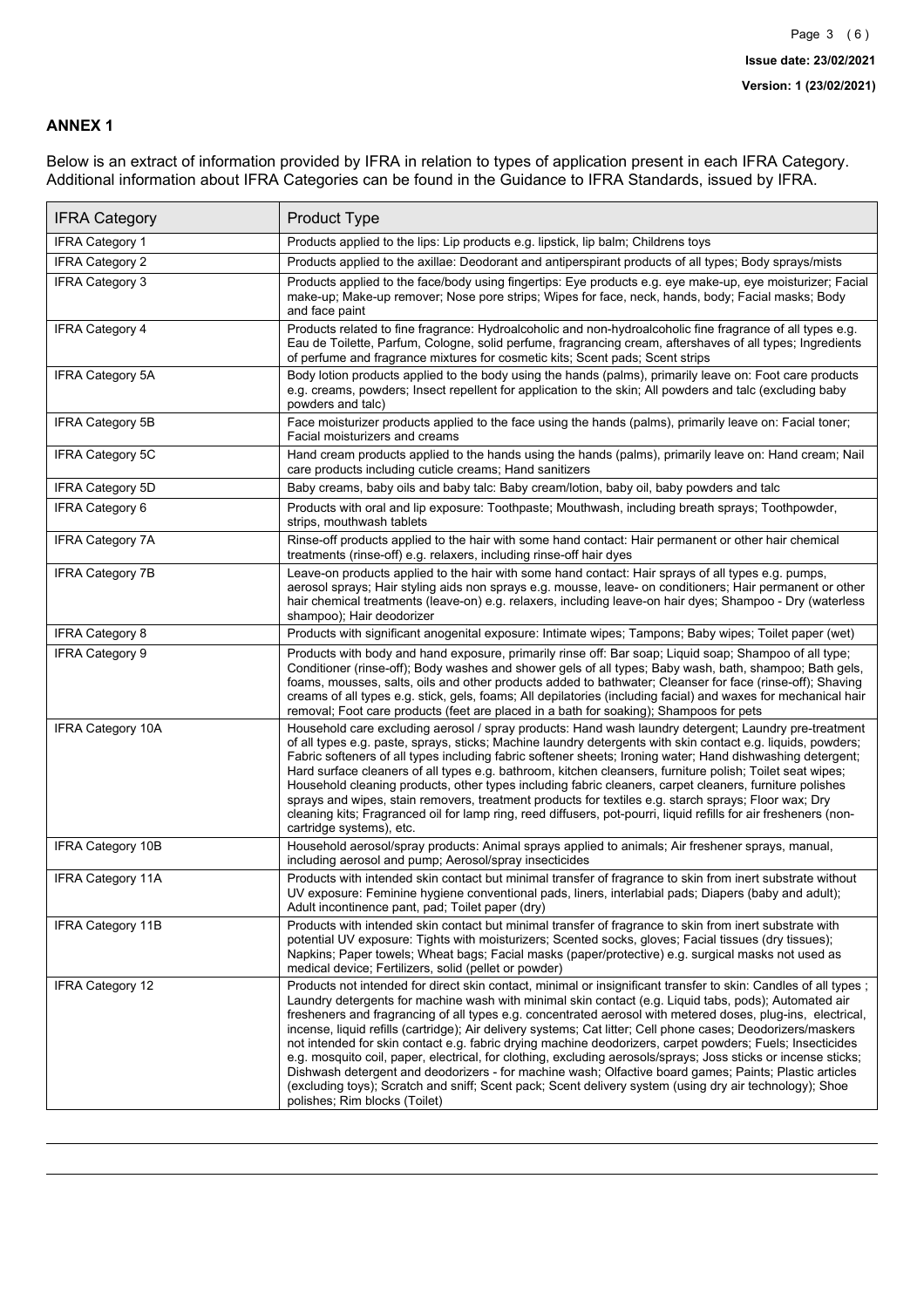## ANNEX 1

Below is an extract of information provided by IFRA in relation to types of application present in each IFRA Category. Additional information about IFRA Categories can be found in the Guidance to IFRA Standards, issued by IFRA.

| IFRA Category | Product Type |
|---|---|
| IFRA Category 1 | Products applied to the lips: Lip products e.g. lipstick, lip balm; Childrens toys |
| IFRA Category 2 | Products applied to the axillae: Deodorant and antiperspirant products of all types; Body sprays/mists |
| IFRA Category 3 | Products applied to the face/body using fingertips: Eye products e.g. eye make-up, eye moisturizer; Facial make-up; Make-up remover; Nose pore strips; Wipes for face, neck, hands, body; Facial masks; Body and face paint |
| IFRA Category 4 | Products related to fine fragrance: Hydroalcoholic and non-hydroalcoholic fine fragrance of all types e.g. Eau de Toilette, Parfum, Cologne, solid perfume, fragrancing cream, aftershaves of all types; Ingredients of perfume and fragrance mixtures for cosmetic kits; Scent pads; Scent strips |
| IFRA Category 5A | Body lotion products applied to the body using the hands (palms), primarily leave on: Foot care products e.g. creams, powders; Insect repellent for application to the skin; All powders and talc (excluding baby powders and talc) |
| IFRA Category 5B | Face moisturizer products applied to the face using the hands (palms), primarily leave on: Facial toner; Facial moisturizers and creams |
| IFRA Category 5C | Hand cream products applied to the hands using the hands (palms), primarily leave on: Hand cream; Nail care products including cuticle creams; Hand sanitizers |
| IFRA Category 5D | Baby creams, baby oils and baby talc: Baby cream/lotion, baby oil, baby powders and talc |
| IFRA Category 6 | Products with oral and lip exposure: Toothpaste; Mouthwash, including breath sprays; Toothpowder, strips, mouthwash tablets |
| IFRA Category 7A | Rinse-off products applied to the hair with some hand contact: Hair permanent or other hair chemical treatments (rinse-off) e.g. relaxers, including rinse-off hair dyes |
| IFRA Category 7B | Leave-on products applied to the hair with some hand contact: Hair sprays of all types e.g. pumps, aerosol sprays; Hair styling aids non sprays e.g. mousse, leave- on conditioners; Hair permanent or other hair chemical treatments (leave-on) e.g. relaxers, including leave-on hair dyes; Shampoo - Dry (waterless shampoo); Hair deodorizer |
| IFRA Category 8 | Products with significant anogenital exposure: Intimate wipes; Tampons; Baby wipes; Toilet paper (wet) |
| IFRA Category 9 | Products with body and hand exposure, primarily rinse off: Bar soap; Liquid soap; Shampoo of all type; Conditioner (rinse-off); Body washes and shower gels of all types; Baby wash, bath, shampoo; Bath gels, foams, mousses, salts, oils and other products added to bathwater; Cleanser for face (rinse-off); Shaving creams of all types e.g. stick, gels, foams; All depilatories (including facial) and waxes for mechanical hair removal; Foot care products (feet are placed in a bath for soaking); Shampoos for pets |
| IFRA Category 10A | Household care excluding aerosol / spray products: Hand wash laundry detergent; Laundry pre-treatment of all types e.g. paste, sprays, sticks; Machine laundry detergents with skin contact e.g. liquids, powders; Fabric softeners of all types including fabric softener sheets; Ironing water; Hand dishwashing detergent; Hard surface cleaners of all types e.g. bathroom, kitchen cleansers, furniture polish; Toilet seat wipes; Household cleaning products, other types including fabric cleaners, carpet cleaners, furniture polishes sprays and wipes, stain removers, treatment products for textiles e.g. starch sprays; Floor wax; Dry cleaning kits; Fragranced oil for lamp ring, reed diffusers, pot-pourri, liquid refills for air fresheners (non-cartridge systems), etc. |
| IFRA Category 10B | Household aerosol/spray products: Animal sprays applied to animals; Air freshener sprays, manual, including aerosol and pump; Aerosol/spray insecticides |
| IFRA Category 11A | Products with intended skin contact but minimal transfer of fragrance to skin from inert substrate without UV exposure: Feminine hygiene conventional pads, liners, interlabial pads; Diapers (baby and adult); Adult incontinence pant, pad; Toilet paper (dry) |
| IFRA Category 11B | Products with intended skin contact but minimal transfer of fragrance to skin from inert substrate with potential UV exposure: Tights with moisturizers; Scented socks, gloves; Facial tissues (dry tissues); Napkins; Paper towels; Wheat bags; Facial masks (paper/protective) e.g. surgical masks not used as medical device; Fertilizers, solid (pellet or powder) |
| IFRA Category 12 | Products not intended for direct skin contact, minimal or insignificant transfer to skin: Candles of all types ; Laundry detergents for machine wash with minimal skin contact (e.g. Liquid tabs, pods); Automated air fresheners and fragrancing of all types e.g. concentrated aerosol with metered doses, plug-ins, electrical, incense, liquid refills (cartridge); Air delivery systems; Cat litter; Cell phone cases; Deodorizers/maskers not intended for skin contact e.g. fabric drying machine deodorizers, carpet powders; Fuels; Insecticides e.g. mosquito coil, paper, electrical, for clothing, excluding aerosols/sprays; Joss sticks or incense sticks; Dishwash detergent and deodorizers - for machine wash; Olfactive board games; Paints; Plastic articles (excluding toys); Scratch and sniff; Scent pack; Scent delivery system (using dry air technology); Shoe polishes; Rim blocks (Toilet) |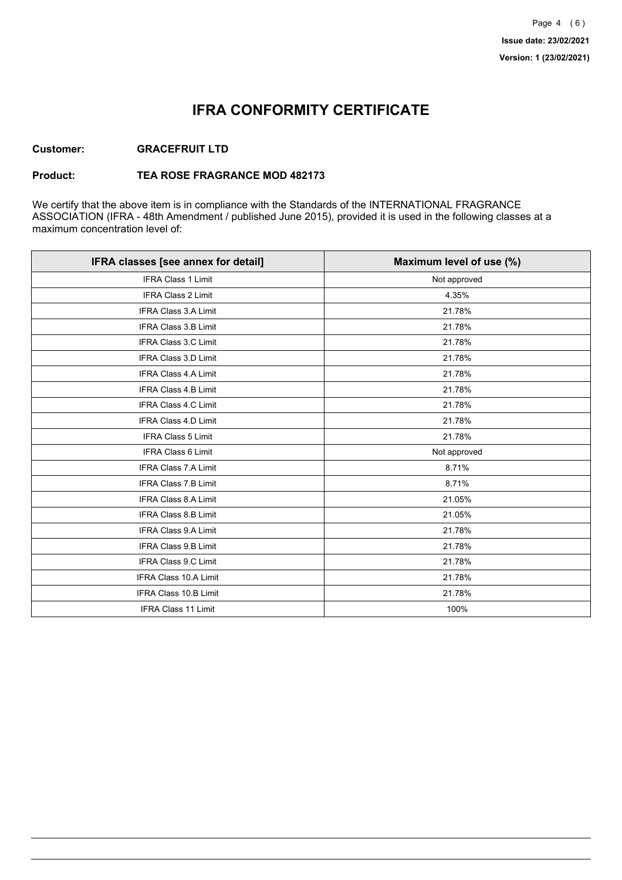# IFRA CONFORMITY CERTIFICATE

**Customer:** **GRACEFRUIT LTD**

**Product:** **TEA ROSE FRAGRANCE MOD 482173**

We certify that the above item is in compliance with the Standards of the INTERNATIONAL FRAGRANCE ASSOCIATION (IFRA - 48th Amendment / published June 2015), provided it is used in the following classes at a maximum concentration level of:

| IFRA classes [see annex for detail] | Maximum level of use (%) |
|---|---|
| IFRA Class 1 Limit | Not approved |
| IFRA Class 2 Limit | 4.35% |
| IFRA Class 3.A Limit | 21.78% |
| IFRA Class 3.B Limit | 21.78% |
| IFRA Class 3.C Limit | 21.78% |
| IFRA Class 3.D Limit | 21.78% |
| IFRA Class 4.A Limit | 21.78% |
| IFRA Class 4.B Limit | 21.78% |
| IFRA Class 4.C Limit | 21.78% |
| IFRA Class 4.D Limit | 21.78% |
| IFRA Class 5 Limit | 21.78% |
| IFRA Class 6 Limit | Not approved |
| IFRA Class 7.A Limit | 8.71% |
| IFRA Class 7.B Limit | 8.71% |
| IFRA Class 8.A Limit | 21.05% |
| IFRA Class 8.B Limit | 21.05% |
| IFRA Class 9.A Limit | 21.78% |
| IFRA Class 9.B Limit | 21.78% |
| IFRA Class 9.C Limit | 21.78% |
| IFRA Class 10.A Limit | 21.78% |
| IFRA Class 10.B Limit | 21.78% |
| IFRA Class 11 Limit | 100% |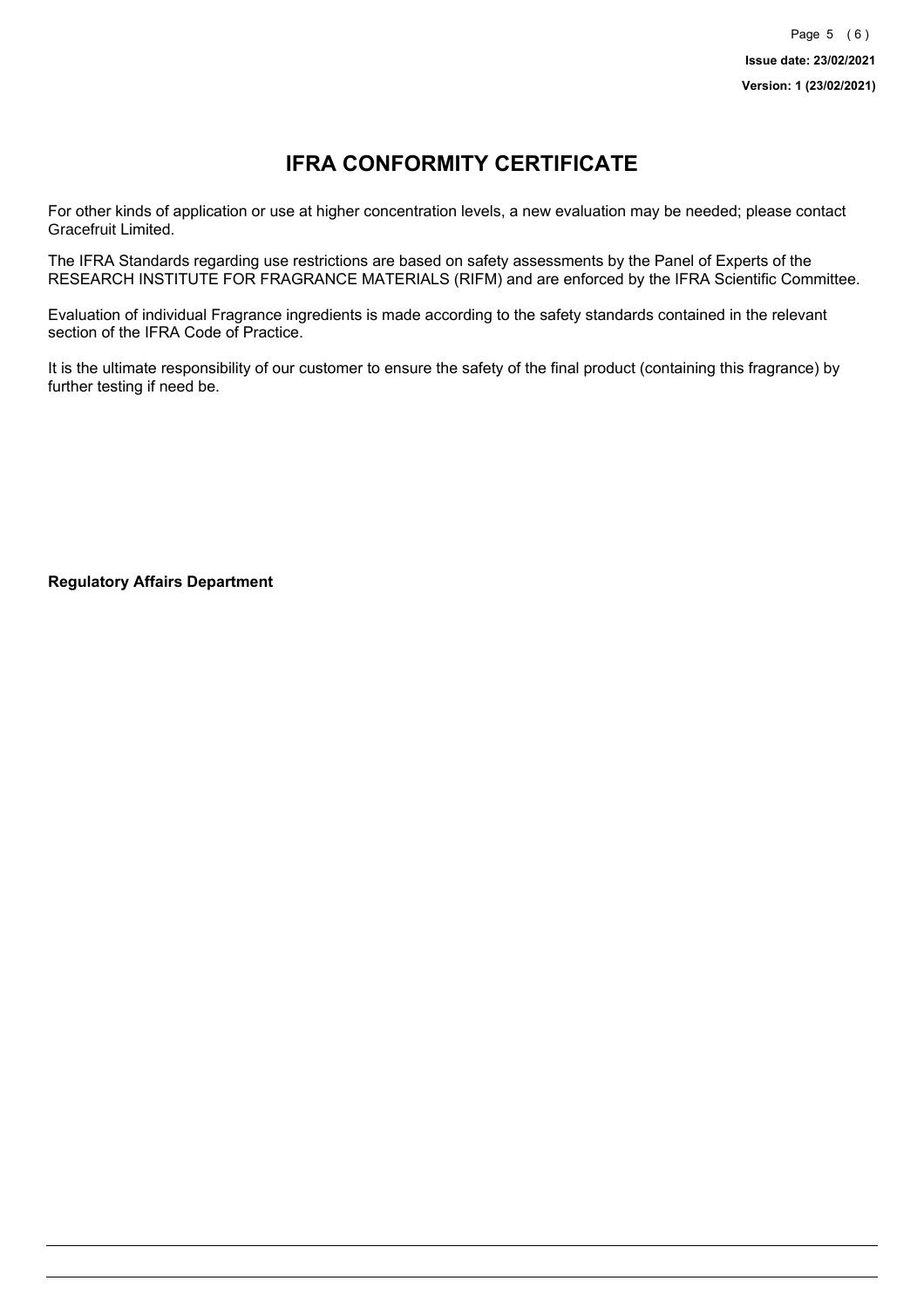# IFRA CONFORMITY CERTIFICATE

For other kinds of application or use at higher concentration levels, a new evaluation may be needed; please contact Gracefruit Limited.

The IFRA Standards regarding use restrictions are based on safety assessments by the Panel of Experts of the RESEARCH INSTITUTE FOR FRAGRANCE MATERIALS (RIFM) and are enforced by the IFRA Scientific Committee.

Evaluation of individual Fragrance ingredients is made according to the safety standards contained in the relevant section of the IFRA Code of Practice.

It is the ultimate responsibility of our customer to ensure the safety of the final product (containing this fragrance) by further testing if need be.

**Regulatory Affairs Department**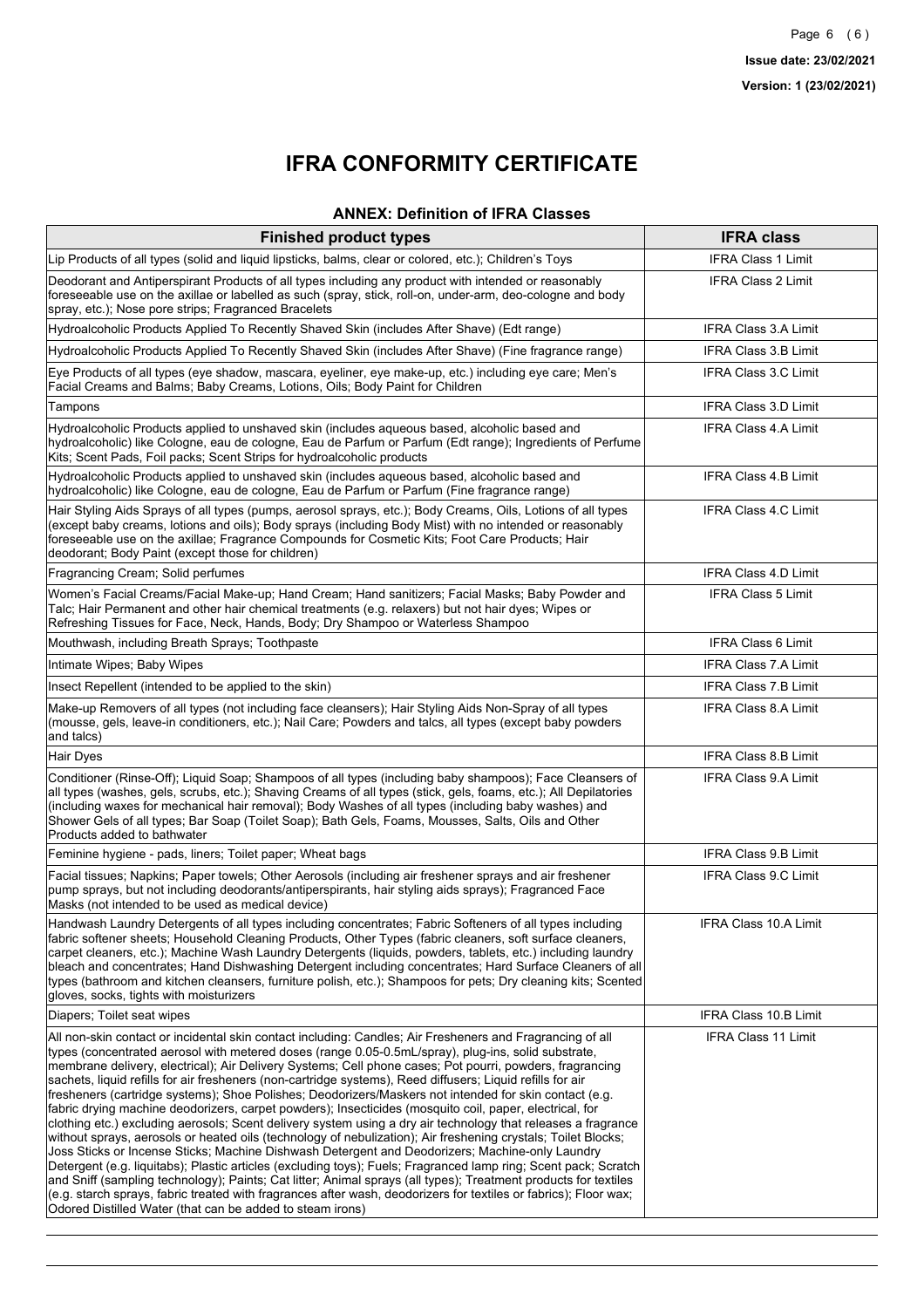Issue date: 23/02/2021

Version: 1 (23/02/2021)

# IFRA CONFORMITY CERTIFICATE

### ANNEX: Definition of IFRA Classes

| Finished product types | IFRA class |
|---|---|
| Lip Products of all types (solid and liquid lipsticks, balms, clear or colored, etc.); Children's Toys | IFRA Class 1 Limit |
| Deodorant and Antiperspirant Products of all types including any product with intended or reasonably foreseeable use on the axillae or labelled as such (spray, stick, roll-on, under-arm, deo-cologne and body spray, etc.); Nose pore strips; Fragranced Bracelets | IFRA Class 2 Limit |
| Hydroalcoholic Products Applied To Recently Shaved Skin (includes After Shave) (Edt range) | IFRA Class 3.A Limit |
| Hydroalcoholic Products Applied To Recently Shaved Skin (includes After Shave) (Fine fragrance range) | IFRA Class 3.B Limit |
| Eye Products of all types (eye shadow, mascara, eyeliner, eye make-up, etc.) including eye care; Men's Facial Creams and Balms; Baby Creams, Lotions, Oils; Body Paint for Children | IFRA Class 3.C Limit |
| Tampons | IFRA Class 3.D Limit |
| Hydroalcoholic Products applied to unshaved skin (includes aqueous based, alcoholic based and hydroalcoholic) like Cologne, eau de cologne, Eau de Parfum or Parfum (Edt range); Ingredients of Perfume Kits; Scent Pads, Foil packs; Scent Strips for hydroalcoholic products | IFRA Class 4.A Limit |
| Hydroalcoholic Products applied to unshaved skin (includes aqueous based, alcoholic based and hydroalcoholic) like Cologne, eau de cologne, Eau de Parfum or Parfum (Fine fragrance range) | IFRA Class 4.B Limit |
| Hair Styling Aids Sprays of all types (pumps, aerosol sprays, etc.); Body Creams, Oils, Lotions of all types (except baby creams, lotions and oils); Body sprays (including Body Mist) with no intended or reasonably foreseeable use on the axillae; Fragrance Compounds for Cosmetic Kits; Foot Care Products; Hair deodorant; Body Paint (except those for children) | IFRA Class 4.C Limit |
| Fragrancing Cream; Solid perfumes | IFRA Class 4.D Limit |
| Women's Facial Creams/Facial Make-up; Hand Cream; Hand sanitizers; Facial Masks; Baby Powder and Talc; Hair Permanent and other hair chemical treatments (e.g. relaxers) but not hair dyes; Wipes or Refreshing Tissues for Face, Neck, Hands, Body; Dry Shampoo or Waterless Shampoo | IFRA Class 5 Limit |
| Mouthwash, including Breath Sprays; Toothpaste | IFRA Class 6 Limit |
| Intimate Wipes; Baby Wipes | IFRA Class 7.A Limit |
| Insect Repellent (intended to be applied to the skin) | IFRA Class 7.B Limit |
| Make-up Removers of all types (not including face cleansers); Hair Styling Aids Non-Spray of all types (mousse, gels, leave-in conditioners, etc.); Nail Care; Powders and talcs, all types (except baby powders and talcs) | IFRA Class 8.A Limit |
| Hair Dyes | IFRA Class 8.B Limit |
| Conditioner (Rinse-Off); Liquid Soap; Shampoos of all types (including baby shampoos); Face Cleansers of all types (washes, gels, scrubs, etc.); Shaving Creams of all types (stick, gels, foams, etc.); All Depilatories (including waxes for mechanical hair removal); Body Washes of all types (including baby washes) and Shower Gels of all types; Bar Soap (Toilet Soap); Bath Gels, Foams, Mousses, Salts, Oils and Other Products added to bathwater | IFRA Class 9.A Limit |
| Feminine hygiene - pads, liners; Toilet paper; Wheat bags | IFRA Class 9.B Limit |
| Facial tissues; Napkins; Paper towels; Other Aerosols (including air freshener sprays and air freshener pump sprays, but not including deodorants/antiperspirants, hair styling aids sprays); Fragranced Face Masks (not intended to be used as medical device) | IFRA Class 9.C Limit |
| Handwash Laundry Detergents of all types including concentrates; Fabric Softeners of all types including fabric softener sheets; Household Cleaning Products, Other Types (fabric cleaners, soft surface cleaners, carpet cleaners, etc.); Machine Wash Laundry Detergents (liquids, powders, tablets, etc.) including laundry bleach and concentrates; Hand Dishwashing Detergent including concentrates; Hard Surface Cleaners of all types (bathroom and kitchen cleansers, furniture polish, etc.); Shampoos for pets; Dry cleaning kits; Scented gloves, socks, tights with moisturizers | IFRA Class 10.A Limit |
| Diapers; Toilet seat wipes | IFRA Class 10.B Limit |
| All non-skin contact or incidental skin contact including: Candles; Air Fresheners and Fragrancing of all types (concentrated aerosol with metered doses (range 0.05-0.5mL/spray), plug-ins, solid substrate, membrane delivery, electrical); Air Delivery Systems; Cell phone cases; Pot pourri, powders, fragrancing sachets, liquid refills for air fresheners (non-cartridge systems), Reed diffusers; Liquid refills for air fresheners (cartridge systems); Shoe Polishes; Deodorizers/Maskers not intended for skin contact (e.g. fabric drying machine deodorizers, carpet powders); Insecticides (mosquito coil, paper, electrical, for clothing etc.) excluding aerosols; Scent delivery system using a dry air technology that releases a fragrance without sprays, aerosols or heated oils (technology of nebulization); Air freshening crystals; Toilet Blocks; Joss Sticks or Incense Sticks; Machine Dishwash Detergent and Deodorizers; Machine-only Laundry Detergent (e.g. liquitabs); Plastic articles (excluding toys); Fuels; Fragranced lamp ring; Scent pack; Scratch and Sniff (sampling technology); Paints; Cat litter; Animal sprays (all types); Treatment products for textiles (e.g. starch sprays, fabric treated with fragrances after wash, deodorizers for textiles or fabrics); Floor wax; Odored Distilled Water (that can be added to steam irons) | IFRA Class 11 Limit |